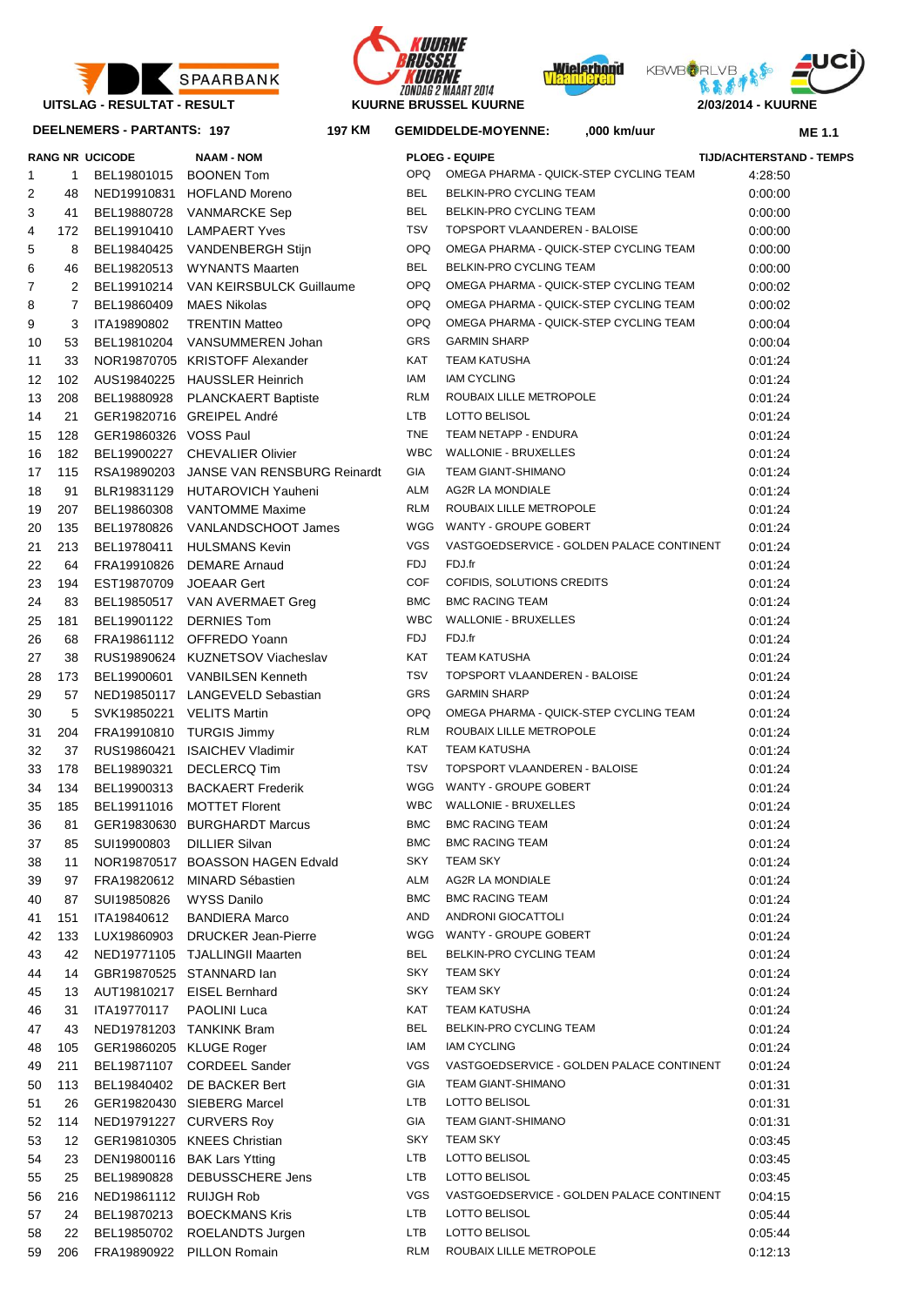**UITSLAG - RESULTAT - RESULT** | **KUURNE BRUSSEL KUURNE** | **2/03/2014 - KUURNE**

**DEELNEMERS - PARTANTS: 197** | **197 KM** | **GEMIDDELDE-MOYENNE: ,000 km/uur** | **ME 1.1**

| RANG | NR | UCICODE | NAAM - NOM | PLOEG - EQUIPE | | TIJD/ACHTERSTAND - TEMPS |
|---|---|---|---|---|---|---|
| 1 | 1 | BEL19801015 | BOONEN Tom | OPQ | OMEGA PHARMA - QUICK-STEP CYCLING TEAM | 4:28:50 |
| 2 | 48 | NED19910831 | HOFLAND Moreno | BEL | BELKIN-PRO CYCLING TEAM | 0:00:00 |
| 3 | 41 | BEL19880728 | VANMARCKE Sep | BEL | BELKIN-PRO CYCLING TEAM | 0:00:00 |
| 4 | 172 | BEL19910410 | LAMPAERT Yves | TSV | TOPSPORT VLAANDEREN - BALOISE | 0:00:00 |
| 5 | 8 | BEL19840425 | VANDENBERGH Stijn | OPQ | OMEGA PHARMA - QUICK-STEP CYCLING TEAM | 0:00:00 |
| 6 | 46 | BEL19820513 | WYNANTS Maarten | BEL | BELKIN-PRO CYCLING TEAM | 0:00:00 |
| 7 | 2 | BEL19910214 | VAN KEIRSBULCK Guillaume | OPQ | OMEGA PHARMA - QUICK-STEP CYCLING TEAM | 0:00:02 |
| 8 | 7 | BEL19860409 | MAES Nikolas | OPQ | OMEGA PHARMA - QUICK-STEP CYCLING TEAM | 0:00:02 |
| 9 | 3 | ITA19890802 | TRENTIN Matteo | OPQ | OMEGA PHARMA - QUICK-STEP CYCLING TEAM | 0:00:04 |
| 10 | 53 | BEL19810204 | VANSUMMEREN Johan | GRS | GARMIN SHARP | 0:00:04 |
| 11 | 33 | NOR19870705 | KRISTOFF Alexander | KAT | TEAM KATUSHA | 0:01:24 |
| 12 | 102 | AUS19840225 | HAUSSLER Heinrich | IAM | IAM CYCLING | 0:01:24 |
| 13 | 208 | BEL19880928 | PLANCKAERT Baptiste | RLM | ROUBAIX LILLE METROPOLE | 0:01:24 |
| 14 | 21 | GER19820716 | GREIPEL André | LTB | LOTTO BELISOL | 0:01:24 |
| 15 | 128 | GER19860326 | VOSS Paul | TNE | TEAM NETAPP - ENDURA | 0:01:24 |
| 16 | 182 | BEL19900227 | CHEVALIER Olivier | WBC | WALLONIE - BRUXELLES | 0:01:24 |
| 17 | 115 | RSA19890203 | JANSE VAN RENSBURG Reinardt | GIA | TEAM GIANT-SHIMANO | 0:01:24 |
| 18 | 91 | BLR19831129 | HUTAROVICH Yauheni | ALM | AG2R LA MONDIALE | 0:01:24 |
| 19 | 207 | BEL19860308 | VANTOMME Maxime | RLM | ROUBAIX LILLE METROPOLE | 0:01:24 |
| 20 | 135 | BEL19780826 | VANLANDSCHOOT James | WGG | WANTY - GROUPE GOBERT | 0:01:24 |
| 21 | 213 | BEL19780411 | HULSMANS Kevin | VGS | VASTGOEDSERVICE - GOLDEN PALACE CONTINENT | 0:01:24 |
| 22 | 64 | FRA19910826 | DEMARE Arnaud | FDJ | FDJ.fr | 0:01:24 |
| 23 | 194 | EST19870709 | JOEAAR Gert | COF | COFIDIS, SOLUTIONS CREDITS | 0:01:24 |
| 24 | 83 | BEL19850517 | VAN AVERMAET Greg | BMC | BMC RACING TEAM | 0:01:24 |
| 25 | 181 | BEL19901122 | DERNIES Tom | WBC | WALLONIE - BRUXELLES | 0:01:24 |
| 26 | 68 | FRA19861112 | OFFREDO Yoann | FDJ | FDJ.fr | 0:01:24 |
| 27 | 38 | RUS19890624 | KUZNETSOV Viacheslav | KAT | TEAM KATUSHA | 0:01:24 |
| 28 | 173 | BEL19900601 | VANBILSEN Kenneth | TSV | TOPSPORT VLAANDEREN - BALOISE | 0:01:24 |
| 29 | 57 | NED19850117 | LANGEVELD Sebastian | GRS | GARMIN SHARP | 0:01:24 |
| 30 | 5 | SVK19850221 | VELITS Martin | OPQ | OMEGA PHARMA - QUICK-STEP CYCLING TEAM | 0:01:24 |
| 31 | 204 | FRA19910810 | TURGIS Jimmy | RLM | ROUBAIX LILLE METROPOLE | 0:01:24 |
| 32 | 37 | RUS19860421 | ISAICHEV Vladimir | KAT | TEAM KATUSHA | 0:01:24 |
| 33 | 178 | BEL19890321 | DECLERCQ Tim | TSV | TOPSPORT VLAANDEREN - BALOISE | 0:01:24 |
| 34 | 134 | BEL19900313 | BACKAERT Frederik | WGG | WANTY - GROUPE GOBERT | 0:01:24 |
| 35 | 185 | BEL19911016 | MOTTET Florent | WBC | WALLONIE - BRUXELLES | 0:01:24 |
| 36 | 81 | GER19830630 | BURGHARDT Marcus | BMC | BMC RACING TEAM | 0:01:24 |
| 37 | 85 | SUI19900803 | DILLIER Silvan | BMC | BMC RACING TEAM | 0:01:24 |
| 38 | 11 | NOR19870517 | BOASSON HAGEN Edvald | SKY | TEAM SKY | 0:01:24 |
| 39 | 97 | FRA19820612 | MINARD Sébastien | ALM | AG2R LA MONDIALE | 0:01:24 |
| 40 | 87 | SUI19850826 | WYSS Danilo | BMC | BMC RACING TEAM | 0:01:24 |
| 41 | 151 | ITA19840612 | BANDIERA Marco | AND | ANDRONI GIOCATTOLI | 0:01:24 |
| 42 | 133 | LUX19860903 | DRUCKER Jean-Pierre | WGG | WANTY - GROUPE GOBERT | 0:01:24 |
| 43 | 42 | NED19771105 | TJALLINGII Maarten | BEL | BELKIN-PRO CYCLING TEAM | 0:01:24 |
| 44 | 14 | GBR19870525 | STANNARD Ian | SKY | TEAM SKY | 0:01:24 |
| 45 | 13 | AUT19810217 | EISEL Bernhard | SKY | TEAM SKY | 0:01:24 |
| 46 | 31 | ITA19770117 | PAOLINI Luca | KAT | TEAM KATUSHA | 0:01:24 |
| 47 | 43 | NED19781203 | TANKINK Bram | BEL | BELKIN-PRO CYCLING TEAM | 0:01:24 |
| 48 | 105 | GER19860205 | KLUGE Roger | IAM | IAM CYCLING | 0:01:24 |
| 49 | 211 | BEL19871107 | CORDEEL Sander | VGS | VASTGOEDSERVICE - GOLDEN PALACE CONTINENT | 0:01:24 |
| 50 | 113 | BEL19840402 | DE BACKER Bert | GIA | TEAM GIANT-SHIMANO | 0:01:31 |
| 51 | 26 | GER19820430 | SIEBERG Marcel | LTB | LOTTO BELISOL | 0:01:31 |
| 52 | 114 | NED19791227 | CURVERS Roy | GIA | TEAM GIANT-SHIMANO | 0:01:31 |
| 53 | 12 | GER19810305 | KNEES Christian | SKY | TEAM SKY | 0:03:45 |
| 54 | 23 | DEN19800116 | BAK Lars Ytting | LTB | LOTTO BELISOL | 0:03:45 |
| 55 | 25 | BEL19890828 | DEBUSSCHERE Jens | LTB | LOTTO BELISOL | 0:03:45 |
| 56 | 216 | NED19861112 | RUIJGH Rob | VGS | VASTGOEDSERVICE - GOLDEN PALACE CONTINENT | 0:04:15 |
| 57 | 24 | BEL19870213 | BOECKMANS Kris | LTB | LOTTO BELISOL | 0:05:44 |
| 58 | 22 | BEL19850702 | ROELANDTS Jurgen | LTB | LOTTO BELISOL | 0:05:44 |
| 59 | 206 | FRA19890922 | PILLON Romain | RLM | ROUBAIX LILLE METROPOLE | 0:12:13 |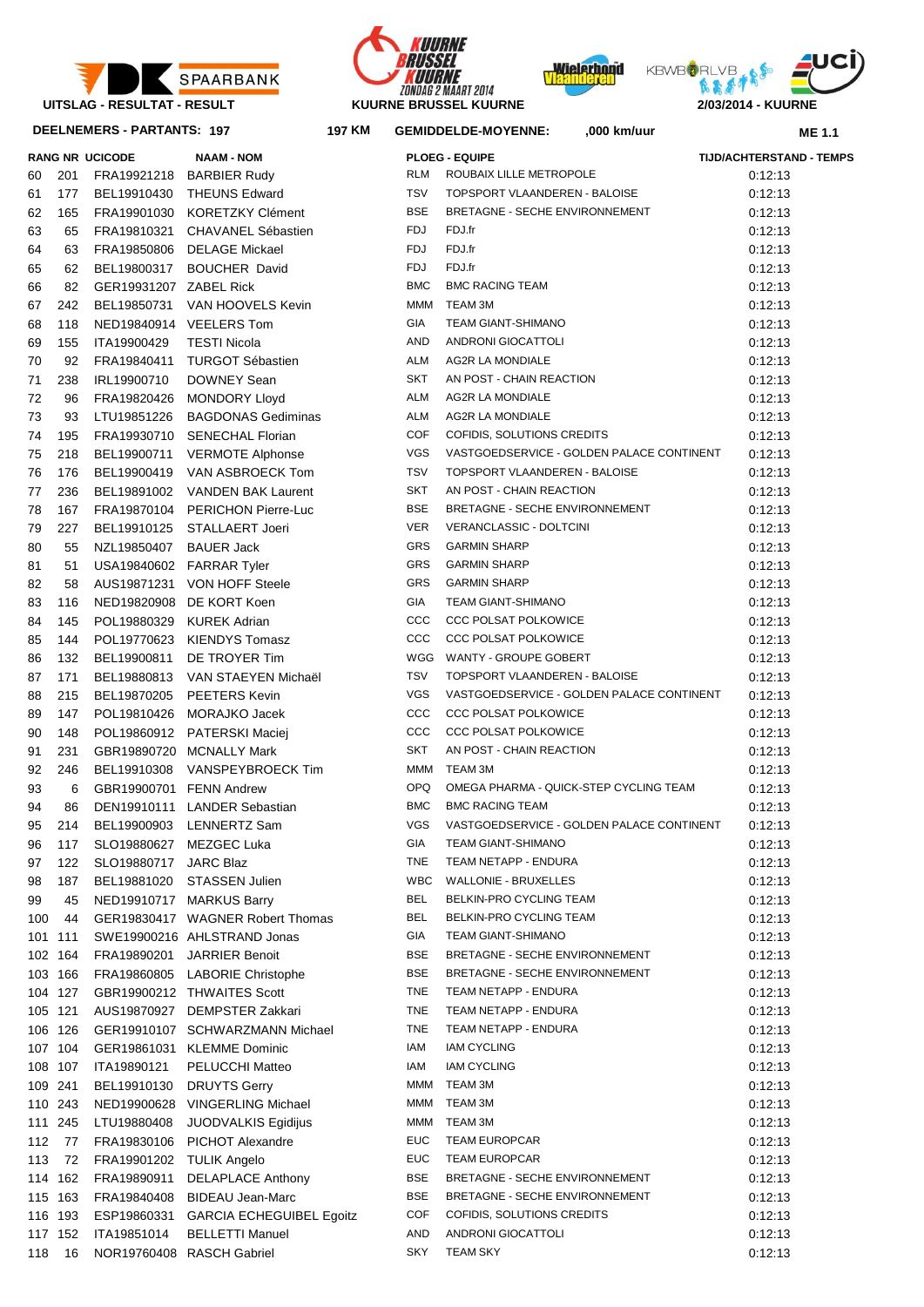**UITSLAG - RESULTAT - RESULT**

**KUURNE BRUSSEL KUURNE**

**2/03/2014 - KUURNE**

**DEELNEMERS - PARTANTS: 197** | **197 KM** | **GEMIDDELDE-MOYENNE: ,000 km/uur** | **ME 1.1**

| RANG | NR | UCICODE | NAAM - NOM | PLOEG - EQUIPE | | TIJD/ACHTERSTAND - TEMPS |
|---|---|---|---|---|---|---|
| 60 | 201 | FRA19921218 | BARBIER Rudy | RLM | ROUBAIX LILLE METROPOLE | 0:12:13 |
| 61 | 177 | BEL19910430 | THEUNS Edward | TSV | TOPSPORT VLAANDEREN - BALOISE | 0:12:13 |
| 62 | 165 | FRA19901030 | KORETZKY Clément | BSE | BRETAGNE - SECHE ENVIRONNEMENT | 0:12:13 |
| 63 | 65 | FRA19810321 | CHAVANEL Sébastien | FDJ | FDJ.fr | 0:12:13 |
| 64 | 63 | FRA19850806 | DELAGE Mickael | FDJ | FDJ.fr | 0:12:13 |
| 65 | 62 | BEL19800317 | BOUCHER David | FDJ | FDJ.fr | 0:12:13 |
| 66 | 82 | GER19931207 | ZABEL Rick | BMC | BMC RACING TEAM | 0:12:13 |
| 67 | 242 | BEL19850731 | VAN HOOVELS Kevin | MMM | TEAM 3M | 0:12:13 |
| 68 | 118 | NED19840914 | VEELERS Tom | GIA | TEAM GIANT-SHIMANO | 0:12:13 |
| 69 | 155 | ITA19900429 | TESTI Nicola | AND | ANDRONI GIOCATTOLI | 0:12:13 |
| 70 | 92 | FRA19840411 | TURGOT Sébastien | ALM | AG2R LA MONDIALE | 0:12:13 |
| 71 | 238 | IRL19900710 | DOWNEY Sean | SKT | AN POST - CHAIN REACTION | 0:12:13 |
| 72 | 96 | FRA19820426 | MONDORY Lloyd | ALM | AG2R LA MONDIALE | 0:12:13 |
| 73 | 93 | LTU19851226 | BAGDONAS Gediminas | ALM | AG2R LA MONDIALE | 0:12:13 |
| 74 | 195 | FRA19930710 | SENECHAL Florian | COF | COFIDIS, SOLUTIONS CREDITS | 0:12:13 |
| 75 | 218 | BEL19900711 | VERMOTE Alphonse | VGS | VASTGOEDSERVICE - GOLDEN PALACE CONTINENT | 0:12:13 |
| 76 | 176 | BEL19900419 | VAN ASBROECK Tom | TSV | TOPSPORT VLAANDEREN - BALOISE | 0:12:13 |
| 77 | 236 | BEL19891002 | VANDEN BAK Laurent | SKT | AN POST - CHAIN REACTION | 0:12:13 |
| 78 | 167 | FRA19870104 | PERICHON Pierre-Luc | BSE | BRETAGNE - SECHE ENVIRONNEMENT | 0:12:13 |
| 79 | 227 | BEL19910125 | STALLAERT Joeri | VER | VERANCLASSIC - DOLTCINI | 0:12:13 |
| 80 | 55 | NZL19850407 | BAUER Jack | GRS | GARMIN SHARP | 0:12:13 |
| 81 | 51 | USA19840602 | FARRAR Tyler | GRS | GARMIN SHARP | 0:12:13 |
| 82 | 58 | AUS19871231 | VON HOFF Steele | GRS | GARMIN SHARP | 0:12:13 |
| 83 | 116 | NED19820908 | DE KORT Koen | GIA | TEAM GIANT-SHIMANO | 0:12:13 |
| 84 | 145 | POL19880329 | KUREK Adrian | CCC | CCC POLSAT POLKOWICE | 0:12:13 |
| 85 | 144 | POL19770623 | KIENDYS Tomasz | CCC | CCC POLSAT POLKOWICE | 0:12:13 |
| 86 | 132 | BEL19900811 | DE TROYER Tim | WGG | WANTY - GROUPE GOBERT | 0:12:13 |
| 87 | 171 | BEL19880813 | VAN STAEYEN Michaël | TSV | TOPSPORT VLAANDEREN - BALOISE | 0:12:13 |
| 88 | 215 | BEL19870205 | PEETERS Kevin | VGS | VASTGOEDSERVICE - GOLDEN PALACE CONTINENT | 0:12:13 |
| 89 | 147 | POL19810426 | MORAJKO Jacek | CCC | CCC POLSAT POLKOWICE | 0:12:13 |
| 90 | 148 | POL19860912 | PATERSKI Maciej | CCC | CCC POLSAT POLKOWICE | 0:12:13 |
| 91 | 231 | GBR19890720 | MCNALLY Mark | SKT | AN POST - CHAIN REACTION | 0:12:13 |
| 92 | 246 | BEL19910308 | VANSPEYBROECK Tim | MMM | TEAM 3M | 0:12:13 |
| 93 | 6 | GBR19900701 | FENN Andrew | OPQ | OMEGA PHARMA - QUICK-STEP CYCLING TEAM | 0:12:13 |
| 94 | 86 | DEN19910111 | LANDER Sebastian | BMC | BMC RACING TEAM | 0:12:13 |
| 95 | 214 | BEL19900903 | LENNERTZ Sam | VGS | VASTGOEDSERVICE - GOLDEN PALACE CONTINENT | 0:12:13 |
| 96 | 117 | SLO19880627 | MEZGEC Luka | GIA | TEAM GIANT-SHIMANO | 0:12:13 |
| 97 | 122 | SLO19880717 | JARC Blaz | TNE | TEAM NETAPP - ENDURA | 0:12:13 |
| 98 | 187 | BEL19881020 | STASSEN Julien | WBC | WALLONIE - BRUXELLES | 0:12:13 |
| 99 | 45 | NED19910717 | MARKUS Barry | BEL | BELKIN-PRO CYCLING TEAM | 0:12:13 |
| 100 | 44 | GER19830417 | WAGNER Robert Thomas | BEL | BELKIN-PRO CYCLING TEAM | 0:12:13 |
| 101 | 111 | SWE19900216 | AHLSTRAND Jonas | GIA | TEAM GIANT-SHIMANO | 0:12:13 |
| 102 | 164 | FRA19890201 | JARRIER Benoit | BSE | BRETAGNE - SECHE ENVIRONNEMENT | 0:12:13 |
| 103 | 166 | FRA19860805 | LABORIE Christophe | BSE | BRETAGNE - SECHE ENVIRONNEMENT | 0:12:13 |
| 104 | 127 | GBR19900212 | THWAITES Scott | TNE | TEAM NETAPP - ENDURA | 0:12:13 |
| 105 | 121 | AUS19870927 | DEMPSTER Zakkari | TNE | TEAM NETAPP - ENDURA | 0:12:13 |
| 106 | 126 | GER19910107 | SCHWARZMANN Michael | TNE | TEAM NETAPP - ENDURA | 0:12:13 |
| 107 | 104 | GER19861031 | KLEMME Dominic | IAM | IAM CYCLING | 0:12:13 |
| 108 | 107 | ITA19890121 | PELUCCHI Matteo | IAM | IAM CYCLING | 0:12:13 |
| 109 | 241 | BEL19910130 | DRUYTS Gerry | MMM | TEAM 3M | 0:12:13 |
| 110 | 243 | NED19900628 | VINGERLING Michael | MMM | TEAM 3M | 0:12:13 |
| 111 | 245 | LTU19880408 | JUODVALKIS Egidijus | MMM | TEAM 3M | 0:12:13 |
| 112 | 77 | FRA19830106 | PICHOT Alexandre | EUC | TEAM EUROPCAR | 0:12:13 |
| 113 | 72 | FRA19901202 | TULIK Angelo | EUC | TEAM EUROPCAR | 0:12:13 |
| 114 | 162 | FRA19890911 | DELAPLACE Anthony | BSE | BRETAGNE - SECHE ENVIRONNEMENT | 0:12:13 |
| 115 | 163 | FRA19840408 | BIDEAU Jean-Marc | BSE | BRETAGNE - SECHE ENVIRONNEMENT | 0:12:13 |
| 116 | 193 | ESP19860331 | GARCIA ECHEGUIBEL Egoitz | COF | COFIDIS, SOLUTIONS CREDITS | 0:12:13 |
| 117 | 152 | ITA19851014 | BELLETTI Manuel | AND | ANDRONI GIOCATTOLI | 0:12:13 |
| 118 | 16 | NOR19760408 | RASCH Gabriel | SKY | TEAM SKY | 0:12:13 |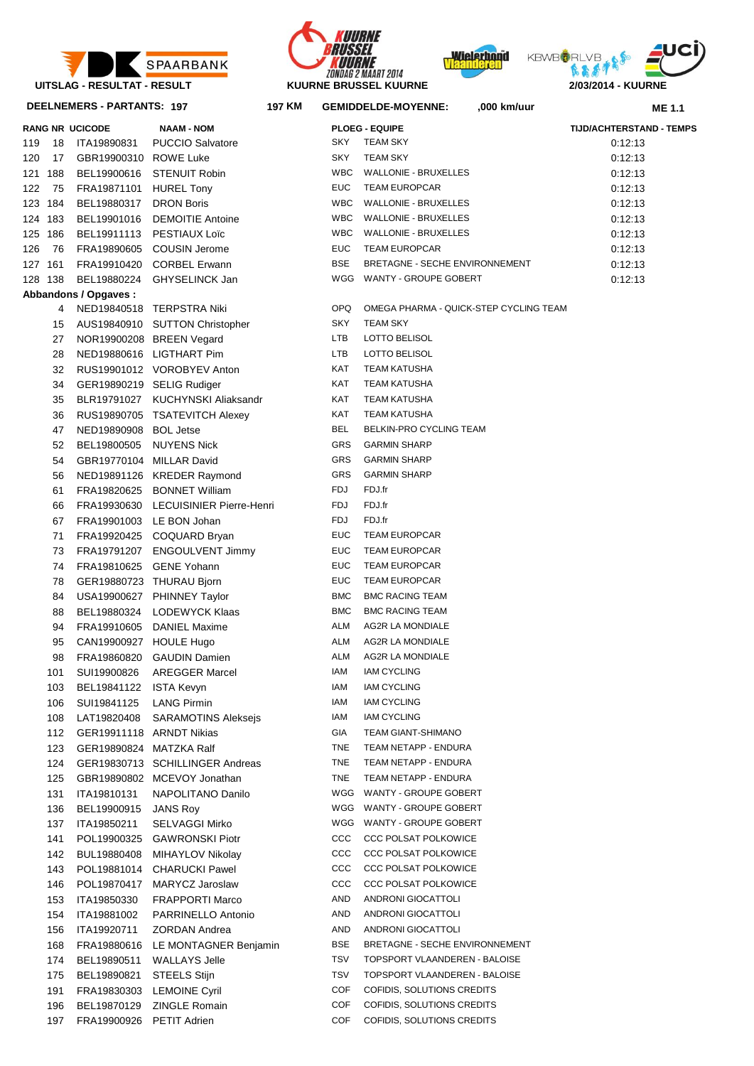**UITSLAG - RESULTAT - RESULT** | **KUURNE BRUSSEL KUURNE** | **2/03/2014 - KUURNE**

**DEELNEMERS - PARTANTS: 197** | **197 KM** | **GEMIDDELDE-MOYENNE: ,000 km/uur** | **ME 1.1**

| RANG | NR | UCICODE | NAAM - NOM | PLOEG - EQUIPE | | TIJD/ACHTERSTAND - TEMPS |
|---|---|---|---|---|---|---|
| 119 | 18 | ITA19890831 | PUCCIO Salvatore | SKY | TEAM SKY | 0:12:13 |
| 120 | 17 | GBR19900310 | ROWE Luke | SKY | TEAM SKY | 0:12:13 |
| 121 | 188 | BEL19900616 | STENUIT Robin | WBC | WALLONIE - BRUXELLES | 0:12:13 |
| 122 | 75 | FRA19871101 | HUREL Tony | EUC | TEAM EUROPCAR | 0:12:13 |
| 123 | 184 | BEL19880317 | DRON Boris | WBC | WALLONIE - BRUXELLES | 0:12:13 |
| 124 | 183 | BEL19901016 | DEMOITIE Antoine | WBC | WALLONIE - BRUXELLES | 0:12:13 |
| 125 | 186 | BEL19911113 | PESTIAUX Loïc | WBC | WALLONIE - BRUXELLES | 0:12:13 |
| 126 | 76 | FRA19890605 | COUSIN Jerome | EUC | TEAM EUROPCAR | 0:12:13 |
| 127 | 161 | FRA19910420 | CORBEL Erwann | BSE | BRETAGNE - SECHE ENVIRONNEMENT | 0:12:13 |
| 128 | 138 | BEL19880224 | GHYSELINCK Jan | WGG | WANTY - GROUPE GOBERT | 0:12:13 |

**Abbandons / Opgaves :**

| NR | UCICODE | NAAM - NOM | PLOEG - EQUIPE | |
|---|---|---|---|---|
| 4 | NED19840518 | TERPSTRA Niki | OPQ | OMEGA PHARMA - QUICK-STEP CYCLING TEAM |
| 15 | AUS19840910 | SUTTON Christopher | SKY | TEAM SKY |
| 27 | NOR19900208 | BREEN Vegard | LTB | LOTTO BELISOL |
| 28 | NED19880616 | LIGTHART Pim | LTB | LOTTO BELISOL |
| 32 | RUS19901012 | VOROBYEV Anton | KAT | TEAM KATUSHA |
| 34 | GER19890219 | SELIG Rudiger | KAT | TEAM KATUSHA |
| 35 | BLR19791027 | KUCHYNSKI Aliaksandr | KAT | TEAM KATUSHA |
| 36 | RUS19890705 | TSATEVITCH Alexey | KAT | TEAM KATUSHA |
| 47 | NED19890908 | BOL Jetse | BEL | BELKIN-PRO CYCLING TEAM |
| 52 | BEL19800505 | NUYENS Nick | GRS | GARMIN SHARP |
| 54 | GBR19770104 | MILLAR David | GRS | GARMIN SHARP |
| 56 | NED19891126 | KREDER Raymond | GRS | GARMIN SHARP |
| 61 | FRA19820625 | BONNET William | FDJ | FDJ.fr |
| 66 | FRA19930630 | LECUISINIER Pierre-Henri | FDJ | FDJ.fr |
| 67 | FRA19901003 | LE BON Johan | FDJ | FDJ.fr |
| 71 | FRA19920425 | COQUARD Bryan | EUC | TEAM EUROPCAR |
| 73 | FRA19791207 | ENGOULVENT Jimmy | EUC | TEAM EUROPCAR |
| 74 | FRA19810625 | GENE Yohann | EUC | TEAM EUROPCAR |
| 78 | GER19880723 | THURAU Bjorn | EUC | TEAM EUROPCAR |
| 84 | USA19900627 | PHINNEY Taylor | BMC | BMC RACING TEAM |
| 88 | BEL19880324 | LODEWYCK Klaas | BMC | BMC RACING TEAM |
| 94 | FRA19910605 | DANIEL Maxime | ALM | AG2R LA MONDIALE |
| 95 | CAN19900927 | HOULE Hugo | ALM | AG2R LA MONDIALE |
| 98 | FRA19860820 | GAUDIN Damien | ALM | AG2R LA MONDIALE |
| 101 | SUI19900826 | AREGGER Marcel | IAM | IAM CYCLING |
| 103 | BEL19841122 | ISTA Kevyn | IAM | IAM CYCLING |
| 106 | SUI19841125 | LANG Pirmin | IAM | IAM CYCLING |
| 108 | LAT19820408 | SARAMOTINS Aleksejs | IAM | IAM CYCLING |
| 112 | GER19911118 | ARNDT Nikias | GIA | TEAM GIANT-SHIMANO |
| 123 | GER19890824 | MATZKA Ralf | TNE | TEAM NETAPP - ENDURA |
| 124 | GER19830713 | SCHILLINGER Andreas | TNE | TEAM NETAPP - ENDURA |
| 125 | GBR19890802 | MCEVOY Jonathan | TNE | TEAM NETAPP - ENDURA |
| 131 | ITA19810131 | NAPOLITANO Danilo | WGG | WANTY - GROUPE GOBERT |
| 136 | BEL19900915 | JANS Roy | WGG | WANTY - GROUPE GOBERT |
| 137 | ITA19850211 | SELVAGGI Mirko | WGG | WANTY - GROUPE GOBERT |
| 141 | POL19900325 | GAWRONSKI Piotr | CCC | CCC POLSAT POLKOWICE |
| 142 | BUL19880408 | MIHAYLOV Nikolay | CCC | CCC POLSAT POLKOWICE |
| 143 | POL19881014 | CHARUCKI Pawel | CCC | CCC POLSAT POLKOWICE |
| 146 | POL19870417 | MARYCZ Jaroslaw | CCC | CCC POLSAT POLKOWICE |
| 153 | ITA19850330 | FRAPPORTI Marco | AND | ANDRONI GIOCATTOLI |
| 154 | ITA19881002 | PARRINELLO Antonio | AND | ANDRONI GIOCATTOLI |
| 156 | ITA19920711 | ZORDAN Andrea | AND | ANDRONI GIOCATTOLI |
| 168 | FRA19880616 | LE MONTAGNER Benjamin | BSE | BRETAGNE - SECHE ENVIRONNEMENT |
| 174 | BEL19890511 | WALLAYS Jelle | TSV | TOPSPORT VLAANDEREN - BALOISE |
| 175 | BEL19890821 | STEELS Stijn | TSV | TOPSPORT VLAANDEREN - BALOISE |
| 191 | FRA19830303 | LEMOINE Cyril | COF | COFIDIS, SOLUTIONS CREDITS |
| 196 | BEL19870129 | ZINGLE Romain | COF | COFIDIS, SOLUTIONS CREDITS |
| 197 | FRA19900926 | PETIT Adrien | COF | COFIDIS, SOLUTIONS CREDITS |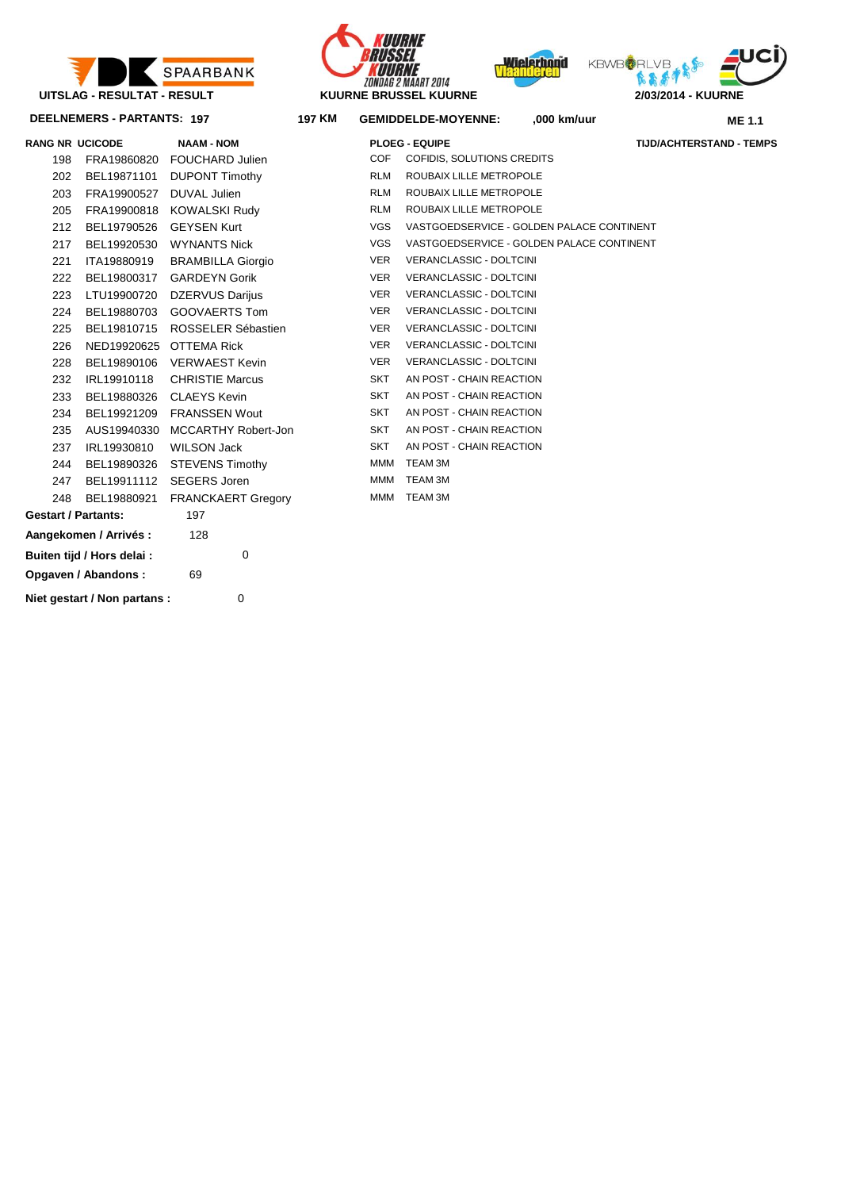UITSLAG - RESULTAT - RESULT

KUURNE BRUSSEL KUURNE

2/03/2014 - KUURNE

**DEELNEMERS - PARTANTS: 197** | **197 KM** | **GEMIDDELDE-MOYENNE:** ,000 km/uur | **ME 1.1**

| RANG | NR | UCICODE | NAAM - NOM | PLOEG - EQUIPE | | TIJD/ACHTERSTAND - TEMPS |
|---|---|---|---|---|---|---|
| | 198 | FRA19860820 | FOUCHARD Julien | COF | COFIDIS, SOLUTIONS CREDITS | |
| | 202 | BEL19871101 | DUPONT Timothy | RLM | ROUBAIX LILLE METROPOLE | |
| | 203 | FRA19900527 | DUVAL Julien | RLM | ROUBAIX LILLE METROPOLE | |
| | 205 | FRA19900818 | KOWALSKI Rudy | RLM | ROUBAIX LILLE METROPOLE | |
| | 212 | BEL19790526 | GEYSEN Kurt | VGS | VASTGOEDSERVICE - GOLDEN PALACE CONTINENT | |
| | 217 | BEL19920530 | WYNANTS Nick | VGS | VASTGOEDSERVICE - GOLDEN PALACE CONTINENT | |
| | 221 | ITA19880919 | BRAMBILLA Giorgio | VER | VERANCLASSIC - DOLTCINI | |
| | 222 | BEL19800317 | GARDEYN Gorik | VER | VERANCLASSIC - DOLTCINI | |
| | 223 | LTU19900720 | DZERVUS Darijus | VER | VERANCLASSIC - DOLTCINI | |
| | 224 | BEL19880703 | GOOVAERTS Tom | VER | VERANCLASSIC - DOLTCINI | |
| | 225 | BEL19810715 | ROSSELER Sébastien | VER | VERANCLASSIC - DOLTCINI | |
| | 226 | NED19920625 | OTTEMA Rick | VER | VERANCLASSIC - DOLTCINI | |
| | 228 | BEL19890106 | VERWAEST Kevin | VER | VERANCLASSIC - DOLTCINI | |
| | 232 | IRL19910118 | CHRISTIE Marcus | SKT | AN POST - CHAIN REACTION | |
| | 233 | BEL19880326 | CLAEYS Kevin | SKT | AN POST - CHAIN REACTION | |
| | 234 | BEL19921209 | FRANSSEN Wout | SKT | AN POST - CHAIN REACTION | |
| | 235 | AUS19940330 | MCCARTHY Robert-Jon | SKT | AN POST - CHAIN REACTION | |
| | 237 | IRL19930810 | WILSON Jack | SKT | AN POST - CHAIN REACTION | |
| | 244 | BEL19890326 | STEVENS Timothy | MMM | TEAM 3M | |
| | 247 | BEL19911112 | SEGERS Joren | MMM | TEAM 3M | |
| | 248 | BEL19880921 | FRANCKAERT Gregory | MMM | TEAM 3M | |

**Gestart / Partants:** 197

**Aangekomen / Arrivés :** 128

**Buiten tijd / Hors delai :** 0

**Opgaven / Abandons :** 69

**Niet gestart / Non partans :** 0